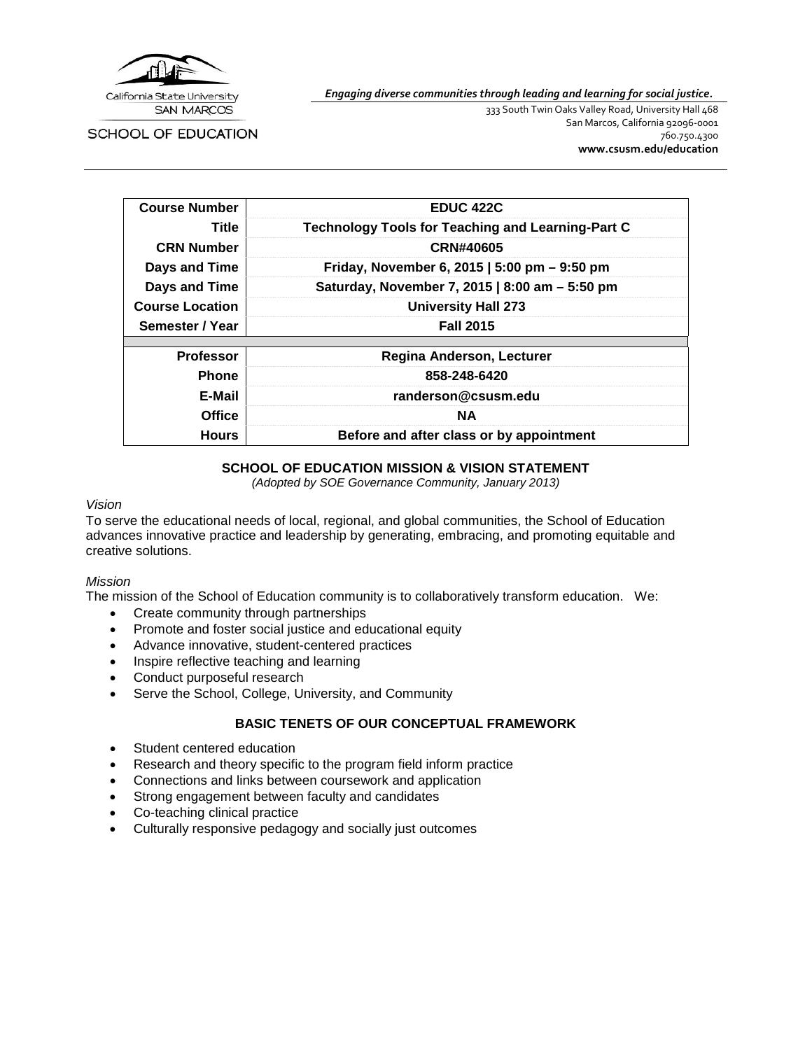California State University SAN MARCOS

SCHOOL OF EDUCATION

*Engaging diverse communities through leading and learning for social justice.*

333 South Twin Oaks Valley Road, University Hall 468
San Marcos, California 92096-0001
760.750.4300
**www.csusm.edu/education**

| | |
|---|---|
| **Course Number** | **EDUC 422C** |
| **Title** | **Technology Tools for Teaching and Learning-Part C** |
| **CRN Number** | **CRN#40605** |
| **Days and Time** | **Friday, November 6, 2015 \| 5:00 pm – 9:50 pm** |
| **Days and Time** | **Saturday, November 7, 2015 \| 8:00 am – 5:50 pm** |
| **Course Location** | **University Hall 273** |
| **Semester / Year** | **Fall 2015** |
| | |
| **Professor** | **Regina Anderson, Lecturer** |
| **Phone** | **858-248-6420** |
| **E-Mail** | **randerson@csusm.edu** |
| **Office** | **NA** |
| **Hours** | **Before and after class or by appointment** |

## SCHOOL OF EDUCATION MISSION & VISION STATEMENT

*(Adopted by SOE Governance Community, January 2013)*

*Vision*

To serve the educational needs of local, regional, and global communities, the School of Education advances innovative practice and leadership by generating, embracing, and promoting equitable and creative solutions.

*Mission*

The mission of the School of Education community is to collaboratively transform education. We:

- Create community through partnerships
- Promote and foster social justice and educational equity
- Advance innovative, student-centered practices
- Inspire reflective teaching and learning
- Conduct purposeful research
- Serve the School, College, University, and Community

## BASIC TENETS OF OUR CONCEPTUAL FRAMEWORK

- Student centered education
- Research and theory specific to the program field inform practice
- Connections and links between coursework and application
- Strong engagement between faculty and candidates
- Co-teaching clinical practice
- Culturally responsive pedagogy and socially just outcomes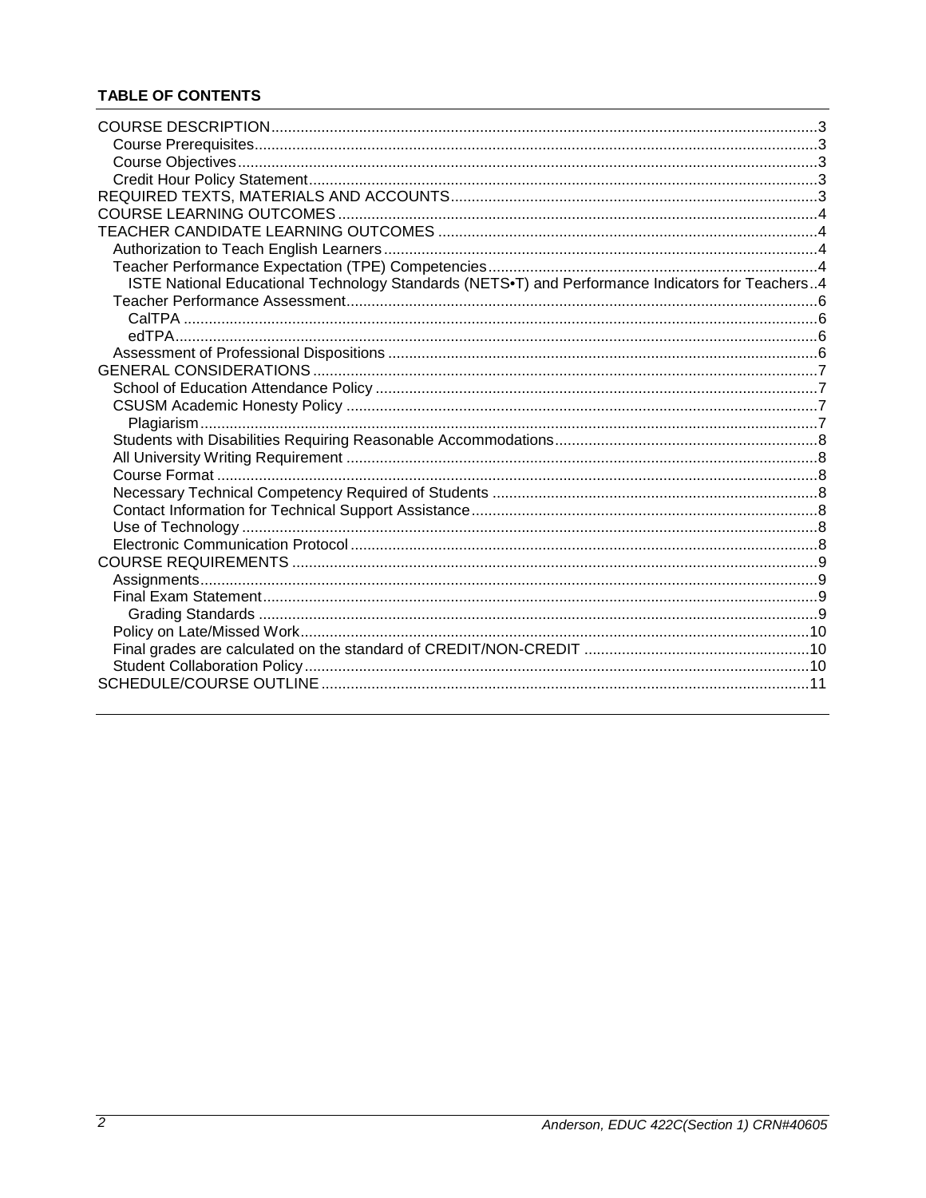**TABLE OF CONTENTS**

- COURSE DESCRIPTION...3
  - Course Prerequisites...3
  - Course Objectives...3
  - Credit Hour Policy Statement...3
- REQUIRED TEXTS, MATERIALS AND ACCOUNTS...3
- COURSE LEARNING OUTCOMES...4
- TEACHER CANDIDATE LEARNING OUTCOMES...4
  - Authorization to Teach English Learners...4
  - Teacher Performance Expectation (TPE) Competencies...4
    - ISTE National Educational Technology Standards (NETS•T) and Performance Indicators for Teachers..4
  - Teacher Performance Assessment...6
    - CalTPA...6
    - edTPA...6
  - Assessment of Professional Dispositions...6
- GENERAL CONSIDERATIONS...7
  - School of Education Attendance Policy...7
  - CSUSM Academic Honesty Policy...7
    - Plagiarism...7
  - Students with Disabilities Requiring Reasonable Accommodations...8
  - All University Writing Requirement...8
  - Course Format...8
  - Necessary Technical Competency Required of Students...8
  - Contact Information for Technical Support Assistance...8
  - Use of Technology...8
  - Electronic Communication Protocol...8
- COURSE REQUIREMENTS...9
  - Assignments...9
  - Final Exam Statement...9
    - Grading Standards...9
  - Policy on Late/Missed Work...10
  - Final grades are calculated on the standard of CREDIT/NON-CREDIT...10
  - Student Collaboration Policy...10
- SCHEDULE/COURSE OUTLINE...11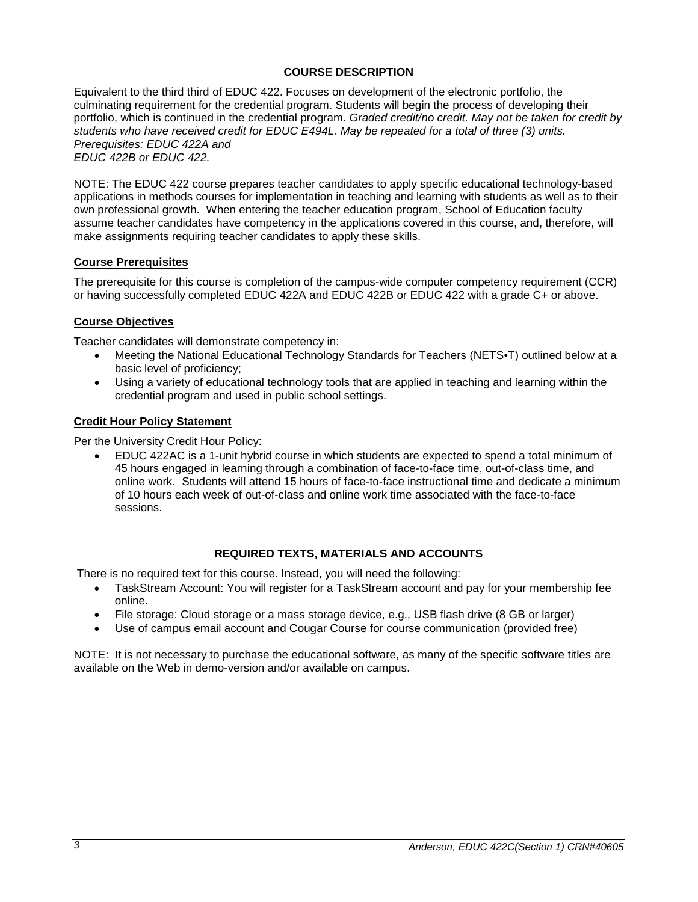## COURSE DESCRIPTION

Equivalent to the third third of EDUC 422. Focuses on development of the electronic portfolio, the culminating requirement for the credential program. Students will begin the process of developing their portfolio, which is continued in the credential program. *Graded credit/no credit. May not be taken for credit by students who have received credit for EDUC E494L. May be repeated for a total of three (3) units. Prerequisites: EDUC 422A and EDUC 422B or EDUC 422.*

NOTE: The EDUC 422 course prepares teacher candidates to apply specific educational technology-based applications in methods courses for implementation in teaching and learning with students as well as to their own professional growth. When entering the teacher education program, School of Education faculty assume teacher candidates have competency in the applications covered in this course, and, therefore, will make assignments requiring teacher candidates to apply these skills.

### Course Prerequisites

The prerequisite for this course is completion of the campus-wide computer competency requirement (CCR) or having successfully completed EDUC 422A and EDUC 422B or EDUC 422 with a grade C+ or above.

### Course Objectives

Teacher candidates will demonstrate competency in:

- Meeting the National Educational Technology Standards for Teachers (NETS•T) outlined below at a basic level of proficiency;
- Using a variety of educational technology tools that are applied in teaching and learning within the credential program and used in public school settings.

### Credit Hour Policy Statement

Per the University Credit Hour Policy:

- EDUC 422AC is a 1-unit hybrid course in which students are expected to spend a total minimum of 45 hours engaged in learning through a combination of face-to-face time, out-of-class time, and online work. Students will attend 15 hours of face-to-face instructional time and dedicate a minimum of 10 hours each week of out-of-class and online work time associated with the face-to-face sessions.

## REQUIRED TEXTS, MATERIALS AND ACCOUNTS

There is no required text for this course. Instead, you will need the following:

- TaskStream Account: You will register for a TaskStream account and pay for your membership fee online.
- File storage: Cloud storage or a mass storage device, e.g., USB flash drive (8 GB or larger)
- Use of campus email account and Cougar Course for course communication (provided free)

NOTE: It is not necessary to purchase the educational software, as many of the specific software titles are available on the Web in demo-version and/or available on campus.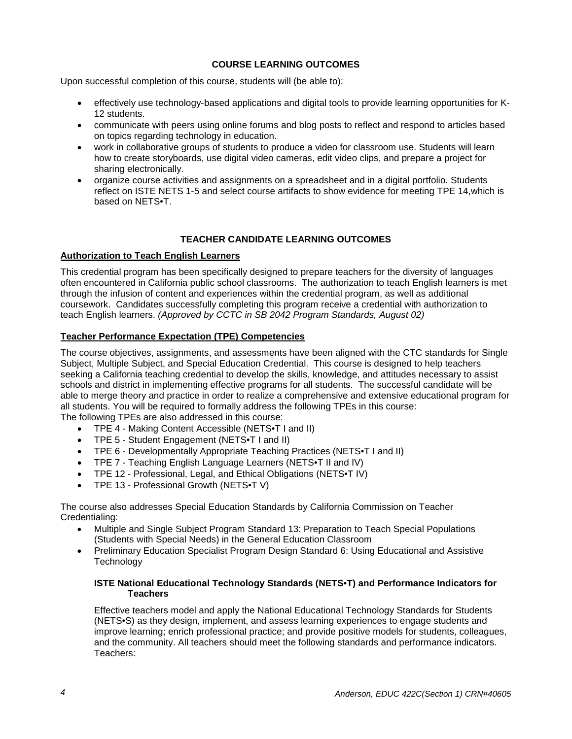## COURSE LEARNING OUTCOMES

Upon successful completion of this course, students will (be able to):

- effectively use technology-based applications and digital tools to provide learning opportunities for K-12 students.
- communicate with peers using online forums and blog posts to reflect and respond to articles based on topics regarding technology in education.
- work in collaborative groups of students to produce a video for classroom use. Students will learn how to create storyboards, use digital video cameras, edit video clips, and prepare a project for sharing electronically.
- organize course activities and assignments on a spreadsheet and in a digital portfolio. Students reflect on ISTE NETS 1-5 and select course artifacts to show evidence for meeting TPE 14,which is based on NETS•T.

## TEACHER CANDIDATE LEARNING OUTCOMES

### Authorization to Teach English Learners

This credential program has been specifically designed to prepare teachers for the diversity of languages often encountered in California public school classrooms. The authorization to teach English learners is met through the infusion of content and experiences within the credential program, as well as additional coursework. Candidates successfully completing this program receive a credential with authorization to teach English learners. *(Approved by CCTC in SB 2042 Program Standards, August 02)*

### Teacher Performance Expectation (TPE) Competencies

The course objectives, assignments, and assessments have been aligned with the CTC standards for Single Subject, Multiple Subject, and Special Education Credential. This course is designed to help teachers seeking a California teaching credential to develop the skills, knowledge, and attitudes necessary to assist schools and district in implementing effective programs for all students. The successful candidate will be able to merge theory and practice in order to realize a comprehensive and extensive educational program for all students. You will be required to formally address the following TPEs in this course:
The following TPEs are also addressed in this course:

- TPE 4 - Making Content Accessible (NETS•T I and II)
- TPE 5 - Student Engagement (NETS•T I and II)
- TPE 6 - Developmentally Appropriate Teaching Practices (NETS•T I and II)
- TPE 7 - Teaching English Language Learners (NETS•T II and IV)
- TPE 12 - Professional, Legal, and Ethical Obligations (NETS•T IV)
- TPE 13 - Professional Growth (NETS•T V)

The course also addresses Special Education Standards by California Commission on Teacher Credentialing:

- Multiple and Single Subject Program Standard 13: Preparation to Teach Special Populations (Students with Special Needs) in the General Education Classroom
- Preliminary Education Specialist Program Design Standard 6: Using Educational and Assistive Technology

#### ISTE National Educational Technology Standards (NETS•T) and Performance Indicators for Teachers

Effective teachers model and apply the National Educational Technology Standards for Students (NETS•S) as they design, implement, and assess learning experiences to engage students and improve learning; enrich professional practice; and provide positive models for students, colleagues, and the community. All teachers should meet the following standards and performance indicators. Teachers: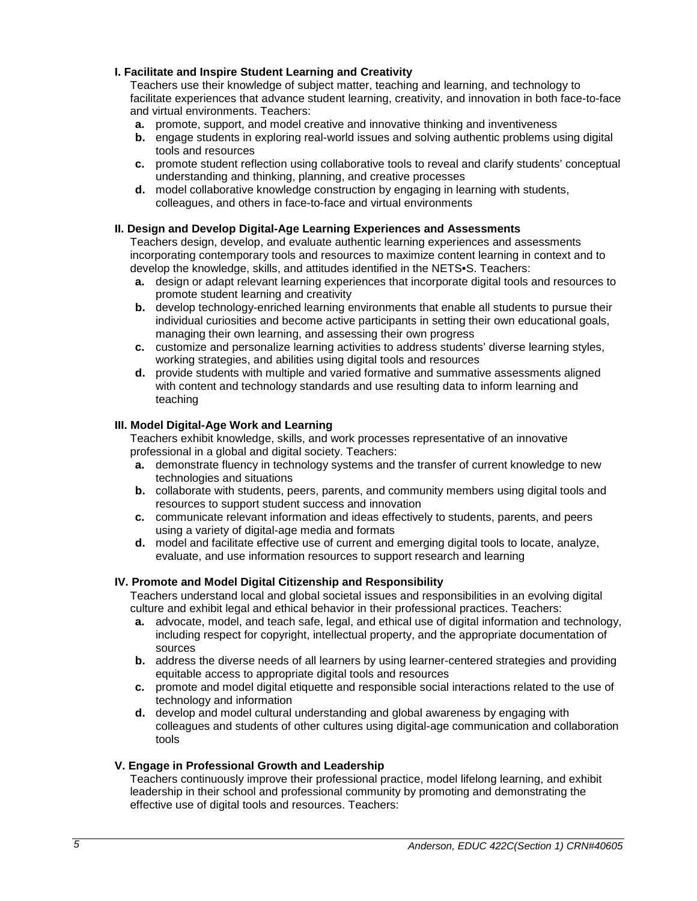**I. Facilitate and Inspire Student Learning and Creativity**

Teachers use their knowledge of subject matter, teaching and learning, and technology to facilitate experiences that advance student learning, creativity, and innovation in both face-to-face and virtual environments. Teachers:

- **a.** promote, support, and model creative and innovative thinking and inventiveness
- **b.** engage students in exploring real-world issues and solving authentic problems using digital tools and resources
- **c.** promote student reflection using collaborative tools to reveal and clarify students' conceptual understanding and thinking, planning, and creative processes
- **d.** model collaborative knowledge construction by engaging in learning with students, colleagues, and others in face-to-face and virtual environments

**II. Design and Develop Digital-Age Learning Experiences and Assessments**

Teachers design, develop, and evaluate authentic learning experiences and assessments incorporating contemporary tools and resources to maximize content learning in context and to develop the knowledge, skills, and attitudes identified in the NETS•S. Teachers:

- **a.** design or adapt relevant learning experiences that incorporate digital tools and resources to promote student learning and creativity
- **b.** develop technology-enriched learning environments that enable all students to pursue their individual curiosities and become active participants in setting their own educational goals, managing their own learning, and assessing their own progress
- **c.** customize and personalize learning activities to address students' diverse learning styles, working strategies, and abilities using digital tools and resources
- **d.** provide students with multiple and varied formative and summative assessments aligned with content and technology standards and use resulting data to inform learning and teaching

**III. Model Digital-Age Work and Learning**

Teachers exhibit knowledge, skills, and work processes representative of an innovative professional in a global and digital society. Teachers:

- **a.** demonstrate fluency in technology systems and the transfer of current knowledge to new technologies and situations
- **b.** collaborate with students, peers, parents, and community members using digital tools and resources to support student success and innovation
- **c.** communicate relevant information and ideas effectively to students, parents, and peers using a variety of digital-age media and formats
- **d.** model and facilitate effective use of current and emerging digital tools to locate, analyze, evaluate, and use information resources to support research and learning

**IV. Promote and Model Digital Citizenship and Responsibility**

Teachers understand local and global societal issues and responsibilities in an evolving digital culture and exhibit legal and ethical behavior in their professional practices. Teachers:

- **a.** advocate, model, and teach safe, legal, and ethical use of digital information and technology, including respect for copyright, intellectual property, and the appropriate documentation of sources
- **b.** address the diverse needs of all learners by using learner-centered strategies and providing equitable access to appropriate digital tools and resources
- **c.** promote and model digital etiquette and responsible social interactions related to the use of technology and information
- **d.** develop and model cultural understanding and global awareness by engaging with colleagues and students of other cultures using digital-age communication and collaboration tools

**V. Engage in Professional Growth and Leadership**

Teachers continuously improve their professional practice, model lifelong learning, and exhibit leadership in their school and professional community by promoting and demonstrating the effective use of digital tools and resources. Teachers: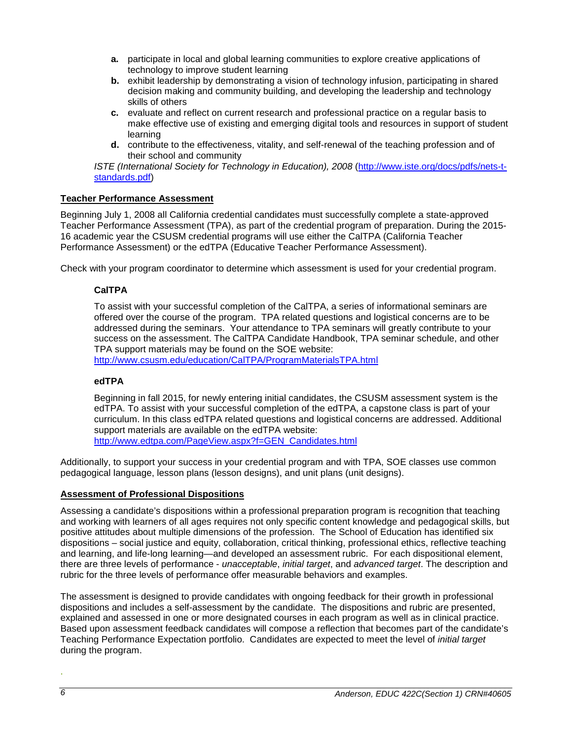**a.** participate in local and global learning communities to explore creative applications of technology to improve student learning

**b.** exhibit leadership by demonstrating a vision of technology infusion, participating in shared decision making and community building, and developing the leadership and technology skills of others

**c.** evaluate and reflect on current research and professional practice on a regular basis to make effective use of existing and emerging digital tools and resources in support of student learning

**d.** contribute to the effectiveness, vitality, and self-renewal of the teaching profession and of their school and community

*ISTE (International Society for Technology in Education), 2008* (http://www.iste.org/docs/pdfs/nets-t-standards.pdf)

## Teacher Performance Assessment

Beginning July 1, 2008 all California credential candidates must successfully complete a state-approved Teacher Performance Assessment (TPA), as part of the credential program of preparation. During the 2015-16 academic year the CSUSM credential programs will use either the CalTPA (California Teacher Performance Assessment) or the edTPA (Educative Teacher Performance Assessment).

Check with your program coordinator to determine which assessment is used for your credential program.

### CalTPA

To assist with your successful completion of the CalTPA, a series of informational seminars are offered over the course of the program. TPA related questions and logistical concerns are to be addressed during the seminars. Your attendance to TPA seminars will greatly contribute to your success on the assessment. The CalTPA Candidate Handbook, TPA seminar schedule, and other TPA support materials may be found on the SOE website:
http://www.csusm.edu/education/CalTPA/ProgramMaterialsTPA.html

### edTPA

Beginning in fall 2015, for newly entering initial candidates, the CSUSM assessment system is the edTPA. To assist with your successful completion of the edTPA, a capstone class is part of your curriculum. In this class edTPA related questions and logistical concerns are addressed. Additional support materials are available on the edTPA website:
http://www.edtpa.com/PageView.aspx?f=GEN_Candidates.html

Additionally, to support your success in your credential program and with TPA, SOE classes use common pedagogical language, lesson plans (lesson designs), and unit plans (unit designs).

## Assessment of Professional Dispositions

Assessing a candidate's dispositions within a professional preparation program is recognition that teaching and working with learners of all ages requires not only specific content knowledge and pedagogical skills, but positive attitudes about multiple dimensions of the profession. The School of Education has identified six dispositions – social justice and equity, collaboration, critical thinking, professional ethics, reflective teaching and learning, and life-long learning—and developed an assessment rubric. For each dispositional element, there are three levels of performance - *unacceptable*, *initial target*, and *advanced target*. The description and rubric for the three levels of performance offer measurable behaviors and examples.

The assessment is designed to provide candidates with ongoing feedback for their growth in professional dispositions and includes a self-assessment by the candidate. The dispositions and rubric are presented, explained and assessed in one or more designated courses in each program as well as in clinical practice. Based upon assessment feedback candidates will compose a reflection that becomes part of the candidate's Teaching Performance Expectation portfolio. Candidates are expected to meet the level of *initial target* during the program.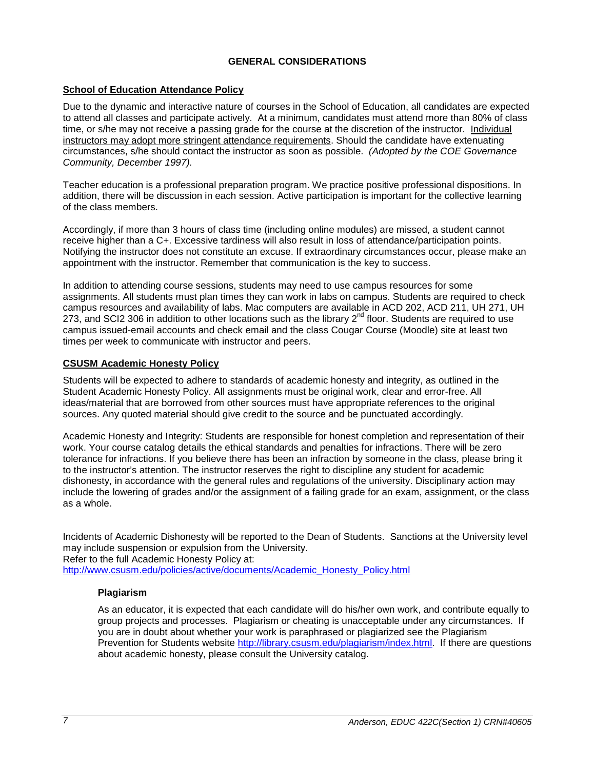## GENERAL CONSIDERATIONS

### School of Education Attendance Policy

Due to the dynamic and interactive nature of courses in the School of Education, all candidates are expected to attend all classes and participate actively. At a minimum, candidates must attend more than 80% of class time, or s/he may not receive a passing grade for the course at the discretion of the instructor. Individual instructors may adopt more stringent attendance requirements. Should the candidate have extenuating circumstances, s/he should contact the instructor as soon as possible. *(Adopted by the COE Governance Community, December 1997).*

Teacher education is a professional preparation program. We practice positive professional dispositions. In addition, there will be discussion in each session. Active participation is important for the collective learning of the class members.

Accordingly, if more than 3 hours of class time (including online modules) are missed, a student cannot receive higher than a C+. Excessive tardiness will also result in loss of attendance/participation points. Notifying the instructor does not constitute an excuse. If extraordinary circumstances occur, please make an appointment with the instructor. Remember that communication is the key to success.

In addition to attending course sessions, students may need to use campus resources for some assignments. All students must plan times they can work in labs on campus. Students are required to check campus resources and availability of labs. Mac computers are available in ACD 202, ACD 211, UH 271, UH 273, and SCI2 306 in addition to other locations such as the library 2nd floor. Students are required to use campus issued-email accounts and check email and the class Cougar Course (Moodle) site at least two times per week to communicate with instructor and peers.

### CSUSM Academic Honesty Policy

Students will be expected to adhere to standards of academic honesty and integrity, as outlined in the Student Academic Honesty Policy. All assignments must be original work, clear and error-free. All ideas/material that are borrowed from other sources must have appropriate references to the original sources. Any quoted material should give credit to the source and be punctuated accordingly.

Academic Honesty and Integrity: Students are responsible for honest completion and representation of their work. Your course catalog details the ethical standards and penalties for infractions. There will be zero tolerance for infractions. If you believe there has been an infraction by someone in the class, please bring it to the instructor's attention. The instructor reserves the right to discipline any student for academic dishonesty, in accordance with the general rules and regulations of the university. Disciplinary action may include the lowering of grades and/or the assignment of a failing grade for an exam, assignment, or the class as a whole.

Incidents of Academic Dishonesty will be reported to the Dean of Students. Sanctions at the University level may include suspension or expulsion from the University.
Refer to the full Academic Honesty Policy at:
http://www.csusm.edu/policies/active/documents/Academic_Honesty_Policy.html

#### Plagiarism

As an educator, it is expected that each candidate will do his/her own work, and contribute equally to group projects and processes. Plagiarism or cheating is unacceptable under any circumstances. If you are in doubt about whether your work is paraphrased or plagiarized see the Plagiarism Prevention for Students website http://library.csusm.edu/plagiarism/index.html. If there are questions about academic honesty, please consult the University catalog.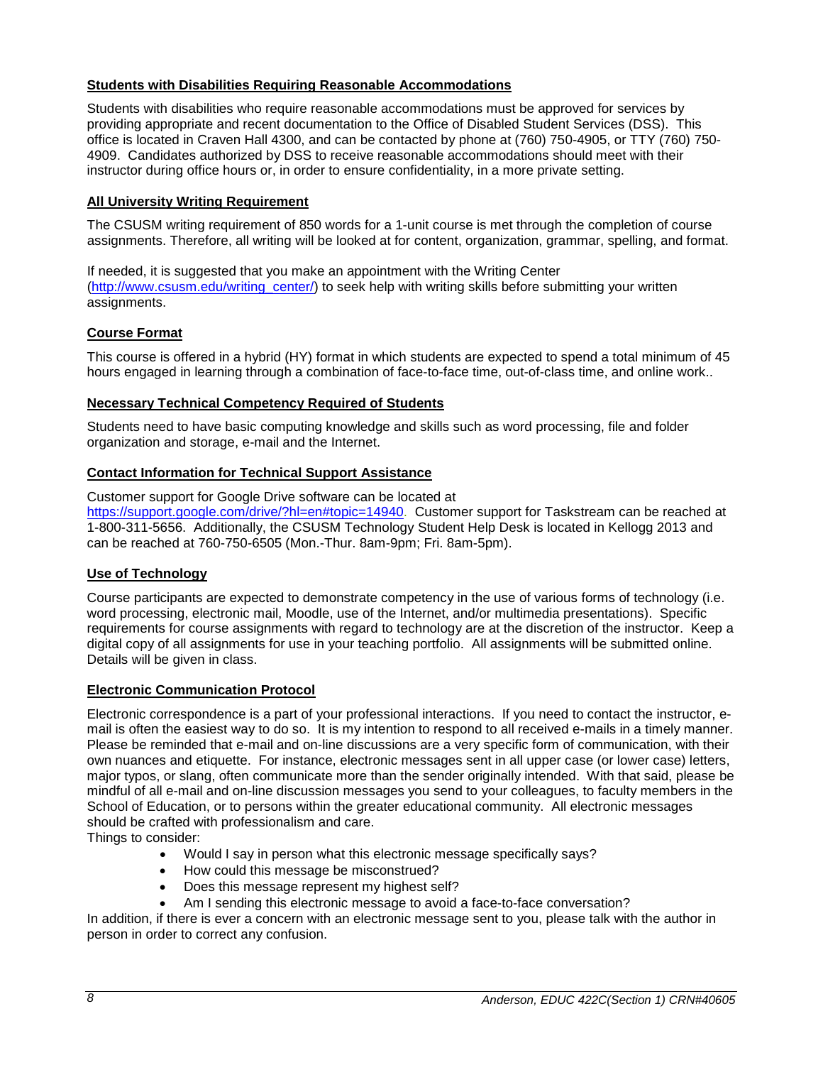**Students with Disabilities Requiring Reasonable Accommodations**

Students with disabilities who require reasonable accommodations must be approved for services by providing appropriate and recent documentation to the Office of Disabled Student Services (DSS). This office is located in Craven Hall 4300, and can be contacted by phone at (760) 750-4905, or TTY (760) 750-4909. Candidates authorized by DSS to receive reasonable accommodations should meet with their instructor during office hours or, in order to ensure confidentiality, in a more private setting.

**All University Writing Requirement**

The CSUSM writing requirement of 850 words for a 1-unit course is met through the completion of course assignments. Therefore, all writing will be looked at for content, organization, grammar, spelling, and format.

If needed, it is suggested that you make an appointment with the Writing Center (http://www.csusm.edu/writing_center/) to seek help with writing skills before submitting your written assignments.

**Course Format**

This course is offered in a hybrid (HY) format in which students are expected to spend a total minimum of 45 hours engaged in learning through a combination of face-to-face time, out-of-class time, and online work..

**Necessary Technical Competency Required of Students**

Students need to have basic computing knowledge and skills such as word processing, file and folder organization and storage, e-mail and the Internet.

**Contact Information for Technical Support Assistance**

Customer support for Google Drive software can be located at https://support.google.com/drive/?hl=en#topic=14940. Customer support for Taskstream can be reached at 1-800-311-5656. Additionally, the CSUSM Technology Student Help Desk is located in Kellogg 2013 and can be reached at 760-750-6505 (Mon.-Thur. 8am-9pm; Fri. 8am-5pm).

**Use of Technology**

Course participants are expected to demonstrate competency in the use of various forms of technology (i.e. word processing, electronic mail, Moodle, use of the Internet, and/or multimedia presentations). Specific requirements for course assignments with regard to technology are at the discretion of the instructor. Keep a digital copy of all assignments for use in your teaching portfolio. All assignments will be submitted online. Details will be given in class.

**Electronic Communication Protocol**

Electronic correspondence is a part of your professional interactions. If you need to contact the instructor, e-mail is often the easiest way to do so. It is my intention to respond to all received e-mails in a timely manner. Please be reminded that e-mail and on-line discussions are a very specific form of communication, with their own nuances and etiquette. For instance, electronic messages sent in all upper case (or lower case) letters, major typos, or slang, often communicate more than the sender originally intended. With that said, please be mindful of all e-mail and on-line discussion messages you send to your colleagues, to faculty members in the School of Education, or to persons within the greater educational community. All electronic messages should be crafted with professionalism and care.
Things to consider:

- Would I say in person what this electronic message specifically says?
- How could this message be misconstrued?
- Does this message represent my highest self?
- Am I sending this electronic message to avoid a face-to-face conversation?

In addition, if there is ever a concern with an electronic message sent to you, please talk with the author in person in order to correct any confusion.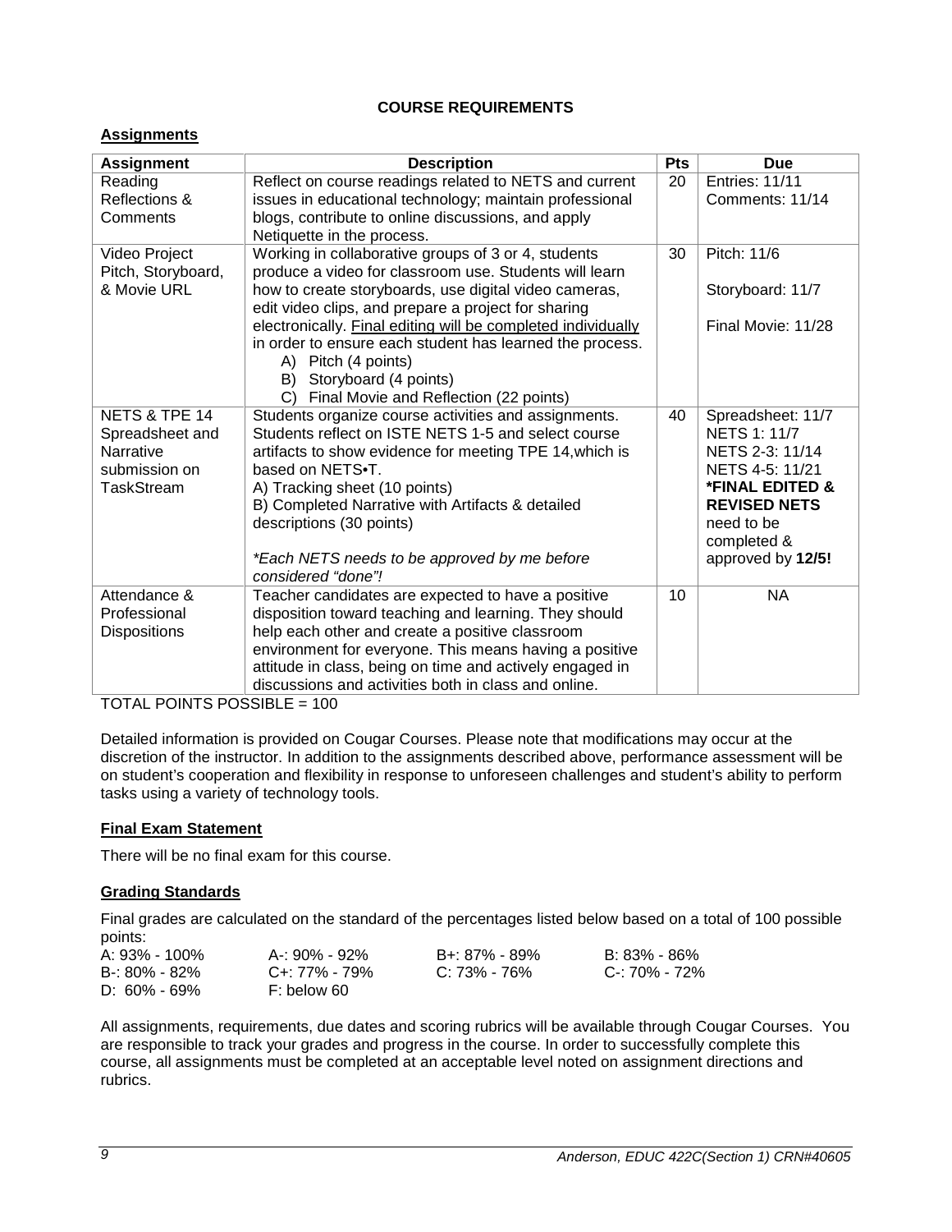## COURSE REQUIREMENTS

### Assignments

| Assignment | Description | Pts | Due |
|---|---|---|---|
| Reading Reflections & Comments | Reflect on course readings related to NETS and current issues in educational technology; maintain professional blogs, contribute to online discussions, and apply Netiquette in the process. | 20 | Entries: 11/11<br>Comments: 11/14 |
| Video Project Pitch, Storyboard, & Movie URL | Working in collaborative groups of 3 or 4, students produce a video for classroom use. Students will learn how to create storyboards, use digital video cameras, edit video clips, and prepare a project for sharing electronically. <u>Final editing will be completed individually</u> in order to ensure each student has learned the process.<br>A) Pitch (4 points)<br>B) Storyboard (4 points)<br>C) Final Movie and Reflection (22 points) | 30 | Pitch: 11/6<br><br>Storyboard: 11/7<br><br>Final Movie: 11/28 |
| NETS & TPE 14 Spreadsheet and Narrative submission on TaskStream | Students organize course activities and assignments. Students reflect on ISTE NETS 1-5 and select course artifacts to show evidence for meeting TPE 14,which is based on NETS•T.<br>A) Tracking sheet (10 points)<br>B) Completed Narrative with Artifacts & detailed descriptions (30 points)<br><br>*Each NETS needs to be approved by me before considered "done"!* | 40 | Spreadsheet: 11/7<br>NETS 1: 11/7<br>NETS 2-3: 11/14<br>NETS 4-5: 11/21<br>**\*FINAL EDITED & REVISED NETS** need to be completed & approved by **12/5!** |
| Attendance & Professional Dispositions | Teacher candidates are expected to have a positive disposition toward teaching and learning. They should help each other and create a positive classroom environment for everyone. This means having a positive attitude in class, being on time and actively engaged in discussions and activities both in class and online. | 10 | NA |

TOTAL POINTS POSSIBLE = 100

Detailed information is provided on Cougar Courses. Please note that modifications may occur at the discretion of the instructor. In addition to the assignments described above, performance assessment will be on student's cooperation and flexibility in response to unforeseen challenges and student's ability to perform tasks using a variety of technology tools.

### Final Exam Statement

There will be no final exam for this course.

### Grading Standards

Final grades are calculated on the standard of the percentages listed below based on a total of 100 possible points:

| | | | |
|---|---|---|---|
| A: 93% - 100% | A-: 90% - 92% | B+: 87% - 89% | B: 83% - 86% |
| B-: 80% - 82% | C+: 77% - 79% | C: 73% - 76% | C-: 70% - 72% |
| D: 60% - 69% | F: below 60 | | |

All assignments, requirements, due dates and scoring rubrics will be available through Cougar Courses. You are responsible to track your grades and progress in the course. In order to successfully complete this course, all assignments must be completed at an acceptable level noted on assignment directions and rubrics.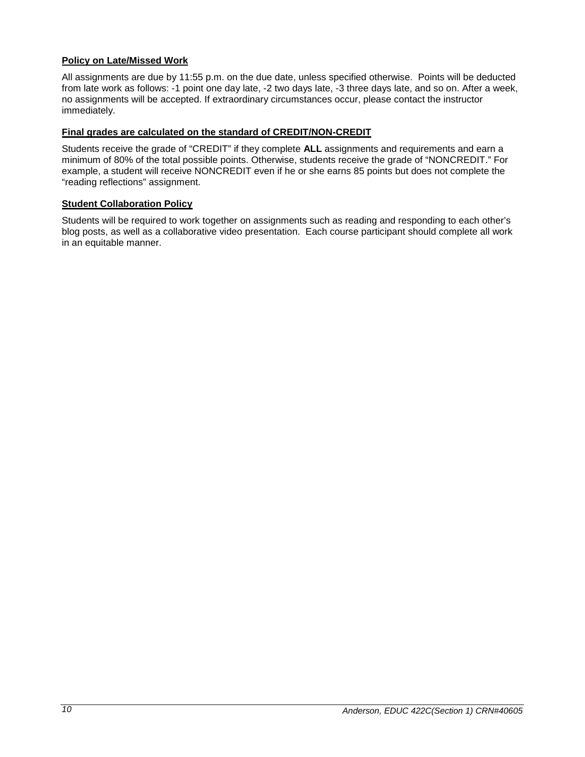**Policy on Late/Missed Work**

All assignments are due by 11:55 p.m. on the due date, unless specified otherwise. Points will be deducted from late work as follows: -1 point one day late, -2 two days late, -3 three days late, and so on. After a week, no assignments will be accepted. If extraordinary circumstances occur, please contact the instructor immediately.

**Final grades are calculated on the standard of CREDIT/NON-CREDIT**

Students receive the grade of "CREDIT" if they complete **ALL** assignments and requirements and earn a minimum of 80% of the total possible points. Otherwise, students receive the grade of "NONCREDIT." For example, a student will receive NONCREDIT even if he or she earns 85 points but does not complete the "reading reflections" assignment.

**Student Collaboration Policy**

Students will be required to work together on assignments such as reading and responding to each other's blog posts, as well as a collaborative video presentation. Each course participant should complete all work in an equitable manner.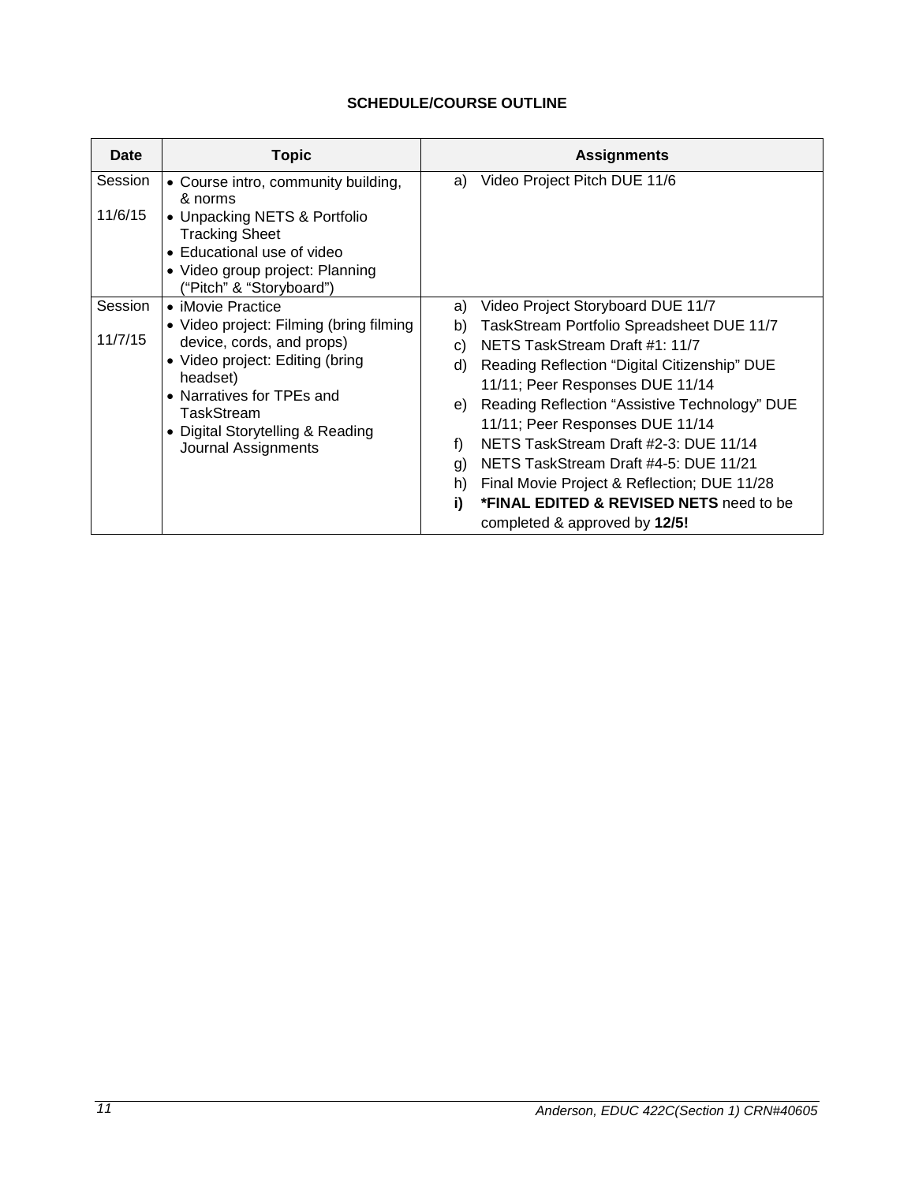**SCHEDULE/COURSE OUTLINE**

| Date | Topic | Assignments |
|---|---|---|
| Session 11/6/15 | • Course intro, community building, & norms<br>• Unpacking NETS & Portfolio Tracking Sheet<br>• Educational use of video<br>• Video group project: Planning ("Pitch" & "Storyboard") | a) Video Project Pitch DUE 11/6 |
| Session 11/7/15 | • iMovie Practice<br>• Video project: Filming (bring filming device, cords, and props)<br>• Video project: Editing (bring headset)<br>• Narratives for TPEs and TaskStream<br>• Digital Storytelling & Reading Journal Assignments | a) Video Project Storyboard DUE 11/7<br>b) TaskStream Portfolio Spreadsheet DUE 11/7<br>c) NETS TaskStream Draft #1: 11/7<br>d) Reading Reflection "Digital Citizenship" DUE 11/11; Peer Responses DUE 11/14<br>e) Reading Reflection "Assistive Technology" DUE 11/11; Peer Responses DUE 11/14<br>f) NETS TaskStream Draft #2-3: DUE 11/14<br>g) NETS TaskStream Draft #4-5: DUE 11/21<br>h) Final Movie Project & Reflection; DUE 11/28<br>**i) *FINAL EDITED & REVISED NETS** need to be completed & approved by **12/5!** |